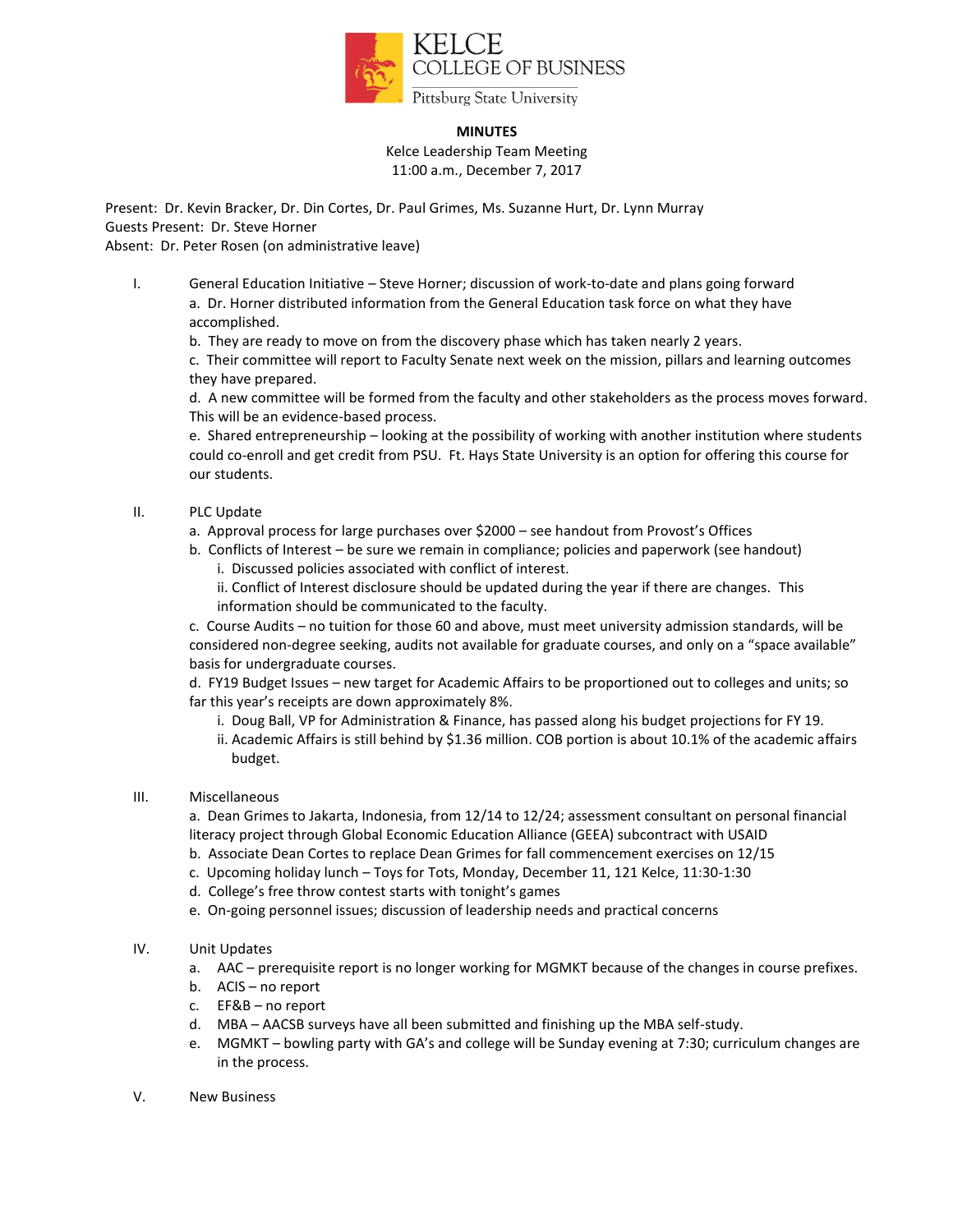KELCE COLLEGE OF BUSINESS
Pittsburg State University

**MINUTES**

Kelce Leadership Team Meeting
11:00 a.m., December 7, 2017

Present: Dr. Kevin Bracker, Dr. Din Cortes, Dr. Paul Grimes, Ms. Suzanne Hurt, Dr. Lynn Murray
Guests Present: Dr. Steve Horner
Absent: Dr. Peter Rosen (on administrative leave)

I. General Education Initiative – Steve Horner; discussion of work-to-date and plans going forward
   a. Dr. Horner distributed information from the General Education task force on what they have accomplished.
   b. They are ready to move on from the discovery phase which has taken nearly 2 years.
   c. Their committee will report to Faculty Senate next week on the mission, pillars and learning outcomes they have prepared.
   d. A new committee will be formed from the faculty and other stakeholders as the process moves forward. This will be an evidence-based process.
   e. Shared entrepreneurship – looking at the possibility of working with another institution where students could co-enroll and get credit from PSU. Ft. Hays State University is an option for offering this course for our students.

II. PLC Update
   a. Approval process for large purchases over $2000 – see handout from Provost's Offices
   b. Conflicts of Interest – be sure we remain in compliance; policies and paperwork (see handout)
      i. Discussed policies associated with conflict of interest.
      ii. Conflict of Interest disclosure should be updated during the year if there are changes. This information should be communicated to the faculty.
   c. Course Audits – no tuition for those 60 and above, must meet university admission standards, will be considered non-degree seeking, audits not available for graduate courses, and only on a "space available" basis for undergraduate courses.
   d. FY19 Budget Issues – new target for Academic Affairs to be proportioned out to colleges and units; so far this year's receipts are down approximately 8%.
      i. Doug Ball, VP for Administration & Finance, has passed along his budget projections for FY 19.
      ii. Academic Affairs is still behind by $1.36 million. COB portion is about 10.1% of the academic affairs budget.

III. Miscellaneous
   a. Dean Grimes to Jakarta, Indonesia, from 12/14 to 12/24; assessment consultant on personal financial literacy project through Global Economic Education Alliance (GEEA) subcontract with USAID
   b. Associate Dean Cortes to replace Dean Grimes for fall commencement exercises on 12/15
   c. Upcoming holiday lunch – Toys for Tots, Monday, December 11, 121 Kelce, 11:30-1:30
   d. College's free throw contest starts with tonight's games
   e. On-going personnel issues; discussion of leadership needs and practical concerns

IV. Unit Updates
   a. AAC – prerequisite report is no longer working for MGMKT because of the changes in course prefixes.
   b. ACIS – no report
   c. EF&B – no report
   d. MBA – AACSB surveys have all been submitted and finishing up the MBA self-study.
   e. MGMKT – bowling party with GA's and college will be Sunday evening at 7:30; curriculum changes are in the process.

V. New Business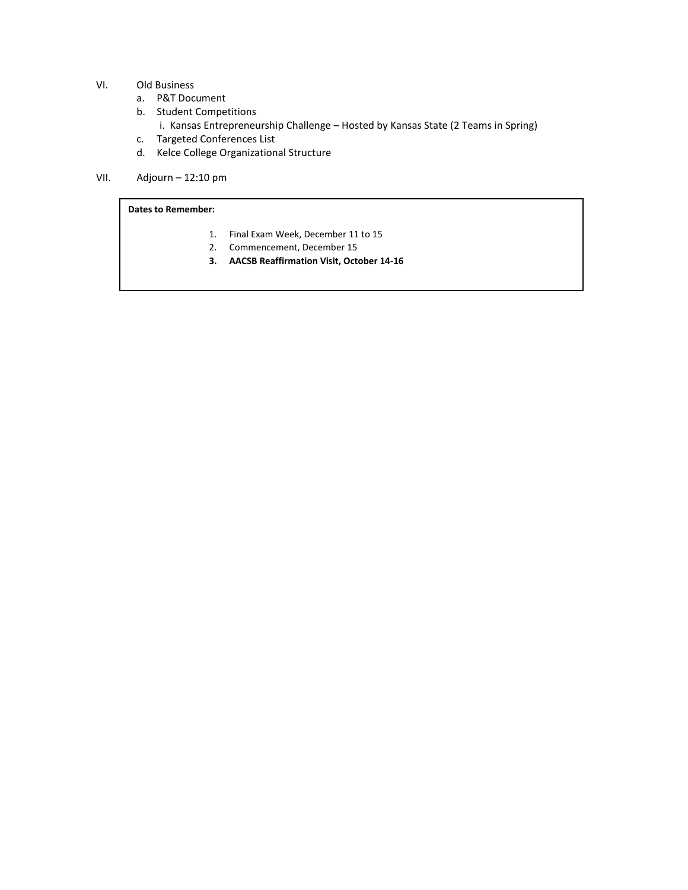VI. Old Business
   a. P&T Document
   b. Student Competitions
      i. Kansas Entrepreneurship Challenge – Hosted by Kansas State (2 Teams in Spring)
   c. Targeted Conferences List
   d. Kelce College Organizational Structure

VII. Adjourn – 12:10 pm

**Dates to Remember:**

1. Final Exam Week, December 11 to 15
2. Commencement, December 15
3. **AACSB Reaffirmation Visit, October 14-16**